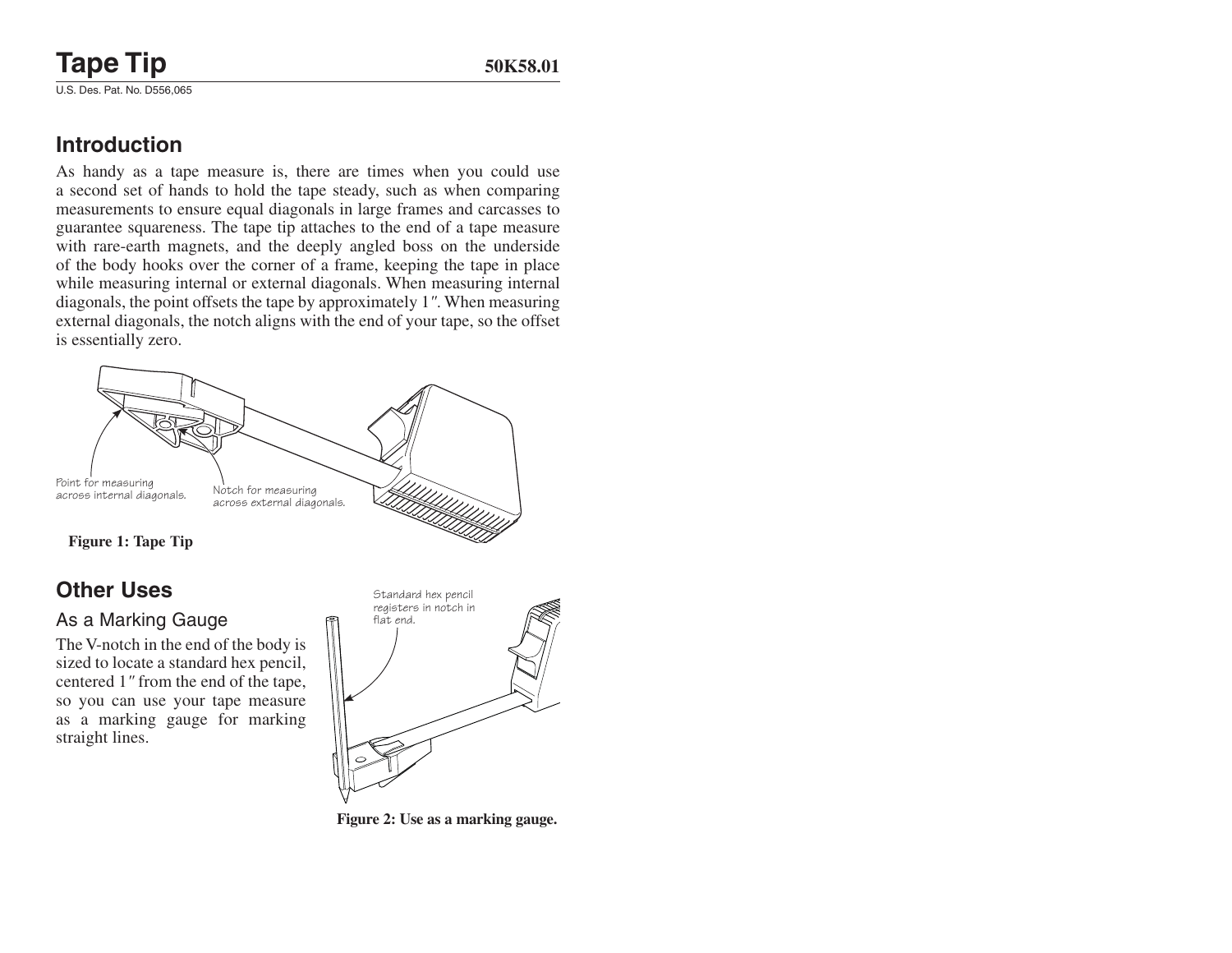# Tape Tip

**50K58.01**

U.S. Des. Pat. No. D556,065

## Introduction

As handy as a tape measure is, there are times when you could use a second set of hands to hold the tape steady, such as when comparing measurements to ensure equal diagonals in large frames and carcasses to guarantee squareness. The tape tip attaches to the end of a tape measure with rare-earth magnets, and the deeply angled boss on the underside of the body hooks over the corner of a frame, keeping the tape in place while measuring internal or external diagonals. When measuring internal diagonals, the point offsets the tape by approximately 1″. When measuring external diagonals, the notch aligns with the end of your tape, so the offset is essentially zero.

Point for measuring across internal diagonals.

Notch for measuring across external diagonals.

**Figure 1: Tape Tip**

## Other Uses

### As a Marking Gauge

The V-notch in the end of the body is sized to locate a standard hex pencil, centered 1″ from the end of the tape, so you can use your tape measure as a marking gauge for marking straight lines.

Standard hex pencil registers in notch in flat end.

**Figure 2: Use as a marking gauge.**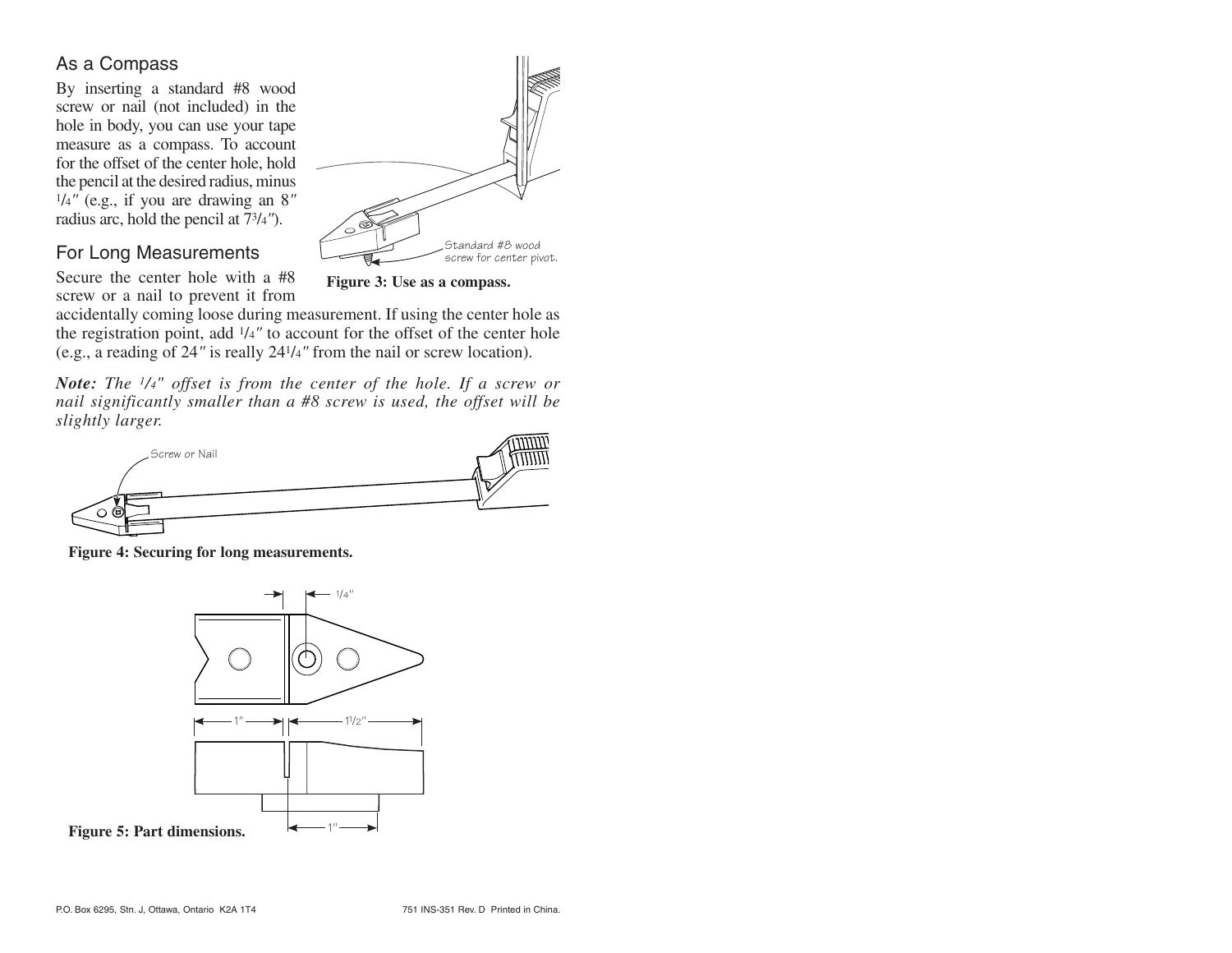## As a Compass

By inserting a standard #8 wood screw or nail (not included) in the hole in body, you can use your tape measure as a compass. To account for the offset of the center hole, hold the pencil at the desired radius, minus 1/4″ (e.g., if you are drawing an 8″ radius arc, hold the pencil at 7 3/4″).

Standard #8 wood screw for center pivot.

**Figure 3: Use as a compass.**

## For Long Measurements

Secure the center hole with a #8 screw or a nail to prevent it from accidentally coming loose during measurement. If using the center hole as the registration point, add 1/4″ to account for the offset of the center hole (e.g., a reading of 24″ is really 24 1/4″ from the nail or screw location).

***Note:*** *The 1/4" offset is from the center of the hole. If a screw or nail significantly smaller than a #8 screw is used, the offset will be slightly larger.*

Screw or Nail

**Figure 4: Securing for long measurements.**

1/4"

1"

1 1/2"

1"

**Figure 5: Part dimensions.**

P.O. Box 6295, Stn. J, Ottawa, Ontario K2A 1T4

751 INS-351 Rev. D Printed in China.